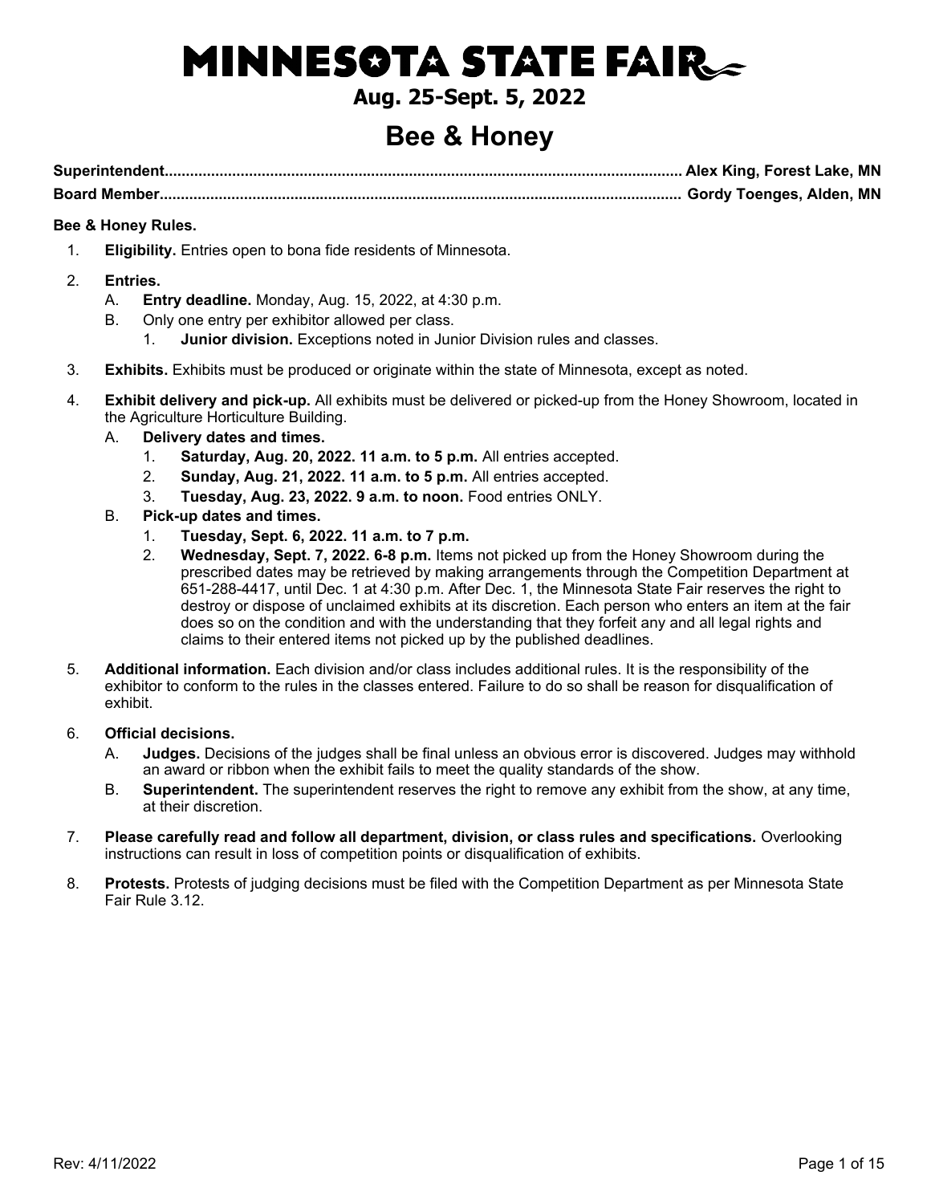# MINNESOTA STATE FAIR

**Aug. 25-Sept. 5, 2022**

## Bee & Honey

**Superintendent**............................................................................................................... **Alex King, Forest Lake, MN**
**Board Member**............................................................................................................... **Gordy Toenges, Alden, MN**

**Bee & Honey Rules.**

1. **Eligibility.** Entries open to bona fide residents of Minnesota.
2. **Entries.**
   - A. **Entry deadline.** Monday, Aug. 15, 2022, at 4:30 p.m.
   - B. Only one entry per exhibitor allowed per class.
     1. **Junior division.** Exceptions noted in Junior Division rules and classes.
3. **Exhibits.** Exhibits must be produced or originate within the state of Minnesota, except as noted.
4. **Exhibit delivery and pick-up.** All exhibits must be delivered or picked-up from the Honey Showroom, located in the Agriculture Horticulture Building.
   - A. **Delivery dates and times.**
     1. **Saturday, Aug. 20, 2022. 11 a.m. to 5 p.m.** All entries accepted.
     2. **Sunday, Aug. 21, 2022. 11 a.m. to 5 p.m.** All entries accepted.
     3. **Tuesday, Aug. 23, 2022. 9 a.m. to noon.** Food entries ONLY.
   - B. **Pick-up dates and times.**
     1. **Tuesday, Sept. 6, 2022. 11 a.m. to 7 p.m.**
     2. **Wednesday, Sept. 7, 2022. 6-8 p.m.** Items not picked up from the Honey Showroom during the prescribed dates may be retrieved by making arrangements through the Competition Department at 651-288-4417, until Dec. 1 at 4:30 p.m. After Dec. 1, the Minnesota State Fair reserves the right to destroy or dispose of unclaimed exhibits at its discretion. Each person who enters an item at the fair does so on the condition and with the understanding that they forfeit any and all legal rights and claims to their entered items not picked up by the published deadlines.
5. **Additional information.** Each division and/or class includes additional rules. It is the responsibility of the exhibitor to conform to the rules in the classes entered. Failure to do so shall be reason for disqualification of exhibit.
6. **Official decisions.**
   - A. **Judges.** Decisions of the judges shall be final unless an obvious error is discovered. Judges may withhold an award or ribbon when the exhibit fails to meet the quality standards of the show.
   - B. **Superintendent.** The superintendent reserves the right to remove any exhibit from the show, at any time, at their discretion.
7. **Please carefully read and follow all department, division, or class rules and specifications.** Overlooking instructions can result in loss of competition points or disqualification of exhibits.
8. **Protests.** Protests of judging decisions must be filed with the Competition Department as per Minnesota State Fair Rule 3.12.

Rev: 4/11/2022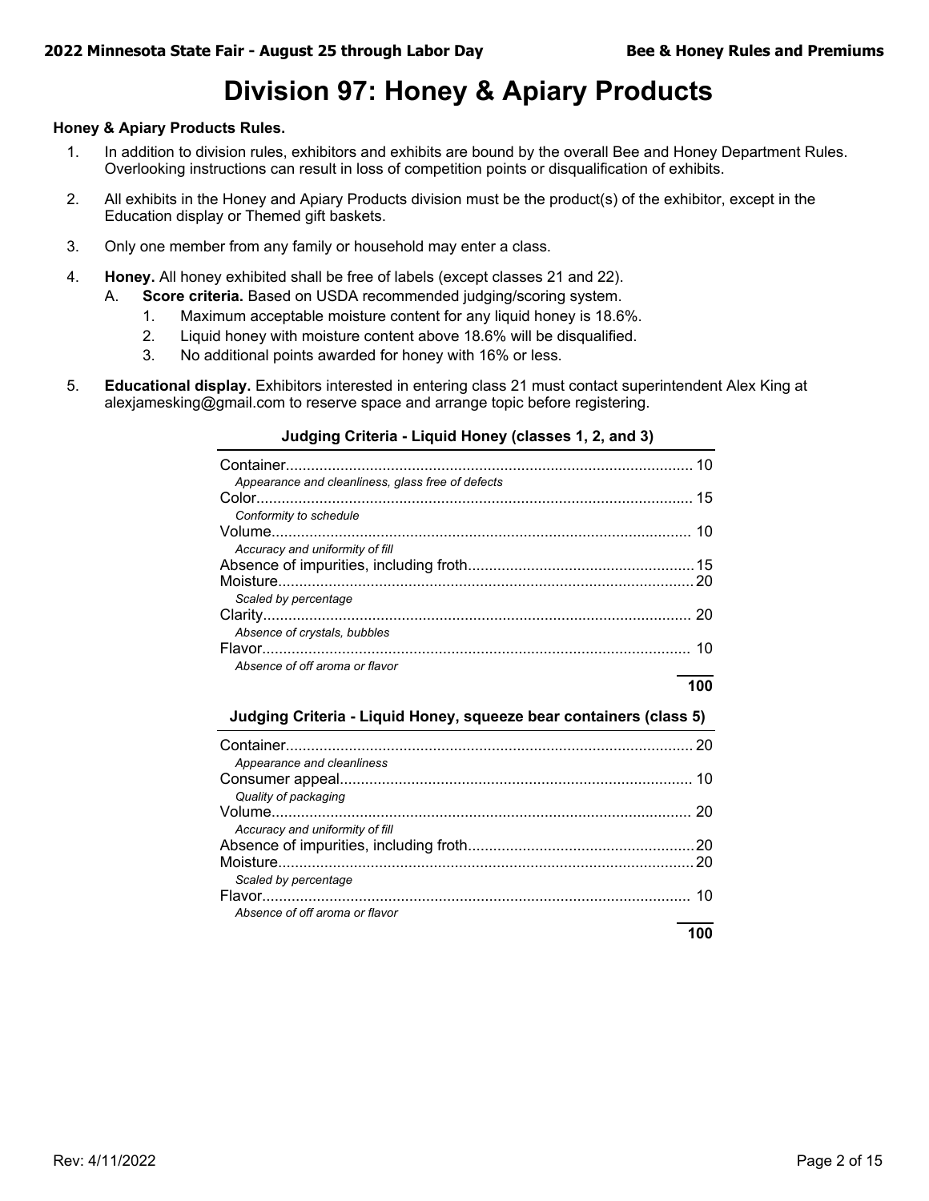# Division 97: Honey & Apiary Products

**Honey & Apiary Products Rules.**

1. In addition to division rules, exhibitors and exhibits are bound by the overall Bee and Honey Department Rules. Overlooking instructions can result in loss of competition points or disqualification of exhibits.
2. All exhibits in the Honey and Apiary Products division must be the product(s) of the exhibitor, except in the Education display or Themed gift baskets.
3. Only one member from any family or household may enter a class.
4. **Honey.** All honey exhibited shall be free of labels (except classes 21 and 22).
   A. **Score criteria.** Based on USDA recommended judging/scoring system.
      1. Maximum acceptable moisture content for any liquid honey is 18.6%.
      2. Liquid honey with moisture content above 18.6% will be disqualified.
      3. No additional points awarded for honey with 16% or less.
5. **Educational display.** Exhibitors interested in entering class 21 must contact superintendent Alex King at alexjamesking@gmail.com to reserve space and arrange topic before registering.

**Judging Criteria - Liquid Honey (classes 1, 2, and 3)**

| Criteria | Points |
|---|---|
| Container<br>*Appearance and cleanliness, glass free of defects* | 10 |
| Color<br>*Conformity to schedule* | 15 |
| Volume<br>*Accuracy and uniformity of fill* | 10 |
| Absence of impurities, including froth | 15 |
| Moisture<br>*Scaled by percentage* | 20 |
| Clarity<br>*Absence of crystals, bubbles* | 20 |
| Flavor<br>*Absence of off aroma or flavor* | 10 |
| | **100** |

**Judging Criteria - Liquid Honey, squeeze bear containers (class 5)**

| Criteria | Points |
|---|---|
| Container<br>*Appearance and cleanliness* | 20 |
| Consumer appeal<br>*Quality of packaging* | 10 |
| Volume<br>*Accuracy and uniformity of fill* | 20 |
| Absence of impurities, including froth | 20 |
| Moisture<br>*Scaled by percentage* | 20 |
| Flavor<br>*Absence of off aroma or flavor* | 10 |
| | **100** |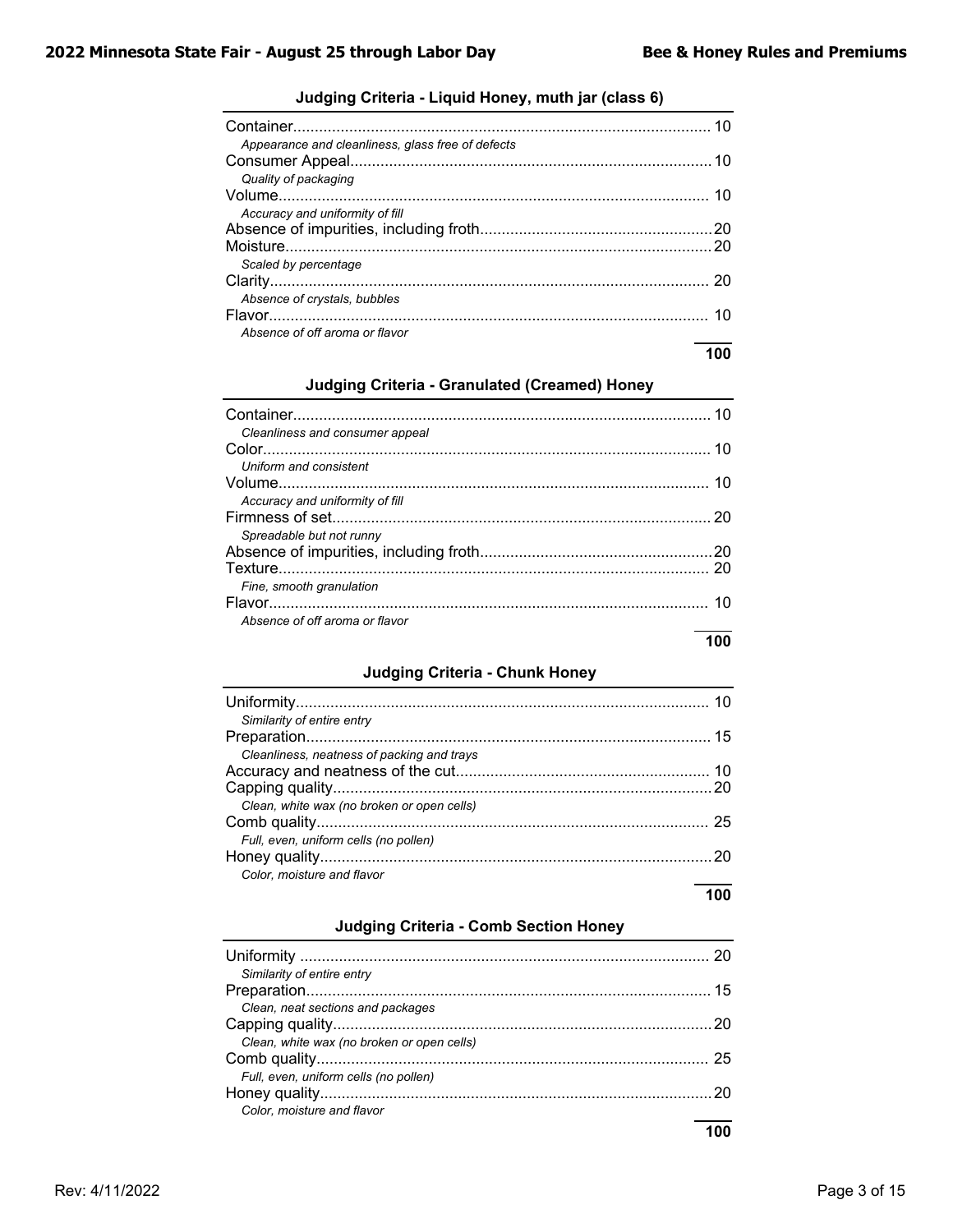### Judging Criteria - Liquid Honey, muth jar (class 6)

| Criteria | Points |
|---|---|
| Container<br>*Appearance and cleanliness, glass free of defects* | 10 |
| Consumer Appeal<br>*Quality of packaging* | 10 |
| Volume<br>*Accuracy and uniformity of fill* | 10 |
| Absence of impurities, including froth | 20 |
| Moisture<br>*Scaled by percentage* | 20 |
| Clarity<br>*Absence of crystals, bubbles* | 20 |
| Flavor<br>*Absence of off aroma or flavor* | 10 |
| | **100** |

### Judging Criteria - Granulated (Creamed) Honey

| Criteria | Points |
|---|---|
| Container<br>*Cleanliness and consumer appeal* | 10 |
| Color<br>*Uniform and consistent* | 10 |
| Volume<br>*Accuracy and uniformity of fill* | 10 |
| Firmness of set<br>*Spreadable but not runny* | 20 |
| Absence of impurities, including froth | 20 |
| Texture<br>*Fine, smooth granulation* | 20 |
| Flavor<br>*Absence of off aroma or flavor* | 10 |
| | **100** |

### Judging Criteria - Chunk Honey

| Criteria | Points |
|---|---|
| Uniformity<br>*Similarity of entire entry* | 10 |
| Preparation<br>*Cleanliness, neatness of packing and trays* | 15 |
| Accuracy and neatness of the cut | 10 |
| Capping quality<br>*Clean, white wax (no broken or open cells)* | 20 |
| Comb quality<br>*Full, even, uniform cells (no pollen)* | 25 |
| Honey quality<br>*Color, moisture and flavor* | 20 |
| | **100** |

### Judging Criteria - Comb Section Honey

| Criteria | Points |
|---|---|
| Uniformity<br>*Similarity of entire entry* | 20 |
| Preparation<br>*Clean, neat sections and packages* | 15 |
| Capping quality<br>*Clean, white wax (no broken or open cells)* | 20 |
| Comb quality<br>*Full, even, uniform cells (no pollen)* | 25 |
| Honey quality<br>*Color, moisture and flavor* | 20 |
| | **100** |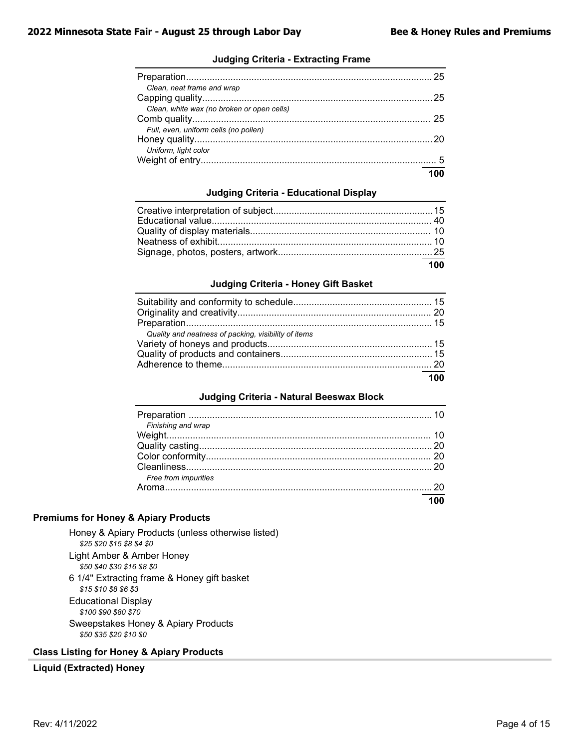### Judging Criteria - Extracting Frame

| Criteria | Points |
|---|---|
| Preparation | 25 |
| *Clean, neat frame and wrap* | |
| Capping quality | 25 |
| *Clean, white wax (no broken or open cells)* | |
| Comb quality | 25 |
| *Full, even, uniform cells (no pollen)* | |
| Honey quality | 20 |
| *Uniform, light color* | |
| Weight of entry | 5 |
| | **100** |

### Judging Criteria - Educational Display

| Criteria | Points |
|---|---|
| Creative interpretation of subject | 15 |
| Educational value | 40 |
| Quality of display materials | 10 |
| Neatness of exhibit | 10 |
| Signage, photos, posters, artwork | 25 |
| | **100** |

### Judging Criteria - Honey Gift Basket

| Criteria | Points |
|---|---|
| Suitability and conformity to schedule | 15 |
| Originality and creativity | 20 |
| Preparation | 15 |
| *Quality and neatness of packing, visibility of items* | |
| Variety of honeys and products | 15 |
| Quality of products and containers | 15 |
| Adherence to theme | 20 |
| | **100** |

### Judging Criteria - Natural Beeswax Block

| Criteria | Points |
|---|---|
| Preparation | 10 |
| *Finishing and wrap* | |
| Weight | 10 |
| Quality casting | 20 |
| Color conformity | 20 |
| Cleanliness | 20 |
| *Free from impurities* | |
| Aroma | 20 |
| | **100** |

## Premiums for Honey & Apiary Products

Honey & Apiary Products (unless otherwise listed)
*$25 $20 $15 $8 $4 $0*

Light Amber & Amber Honey
*$50 $40 $30 $16 $8 $0*

6 1/4" Extracting frame & Honey gift basket
*$15 $10 $8 $6 $3*

Educational Display
*$100 $90 $80 $70*

Sweepstakes Honey & Apiary Products
*$50 $35 $20 $10 $0*

## Class Listing for Honey & Apiary Products

### Liquid (Extracted) Honey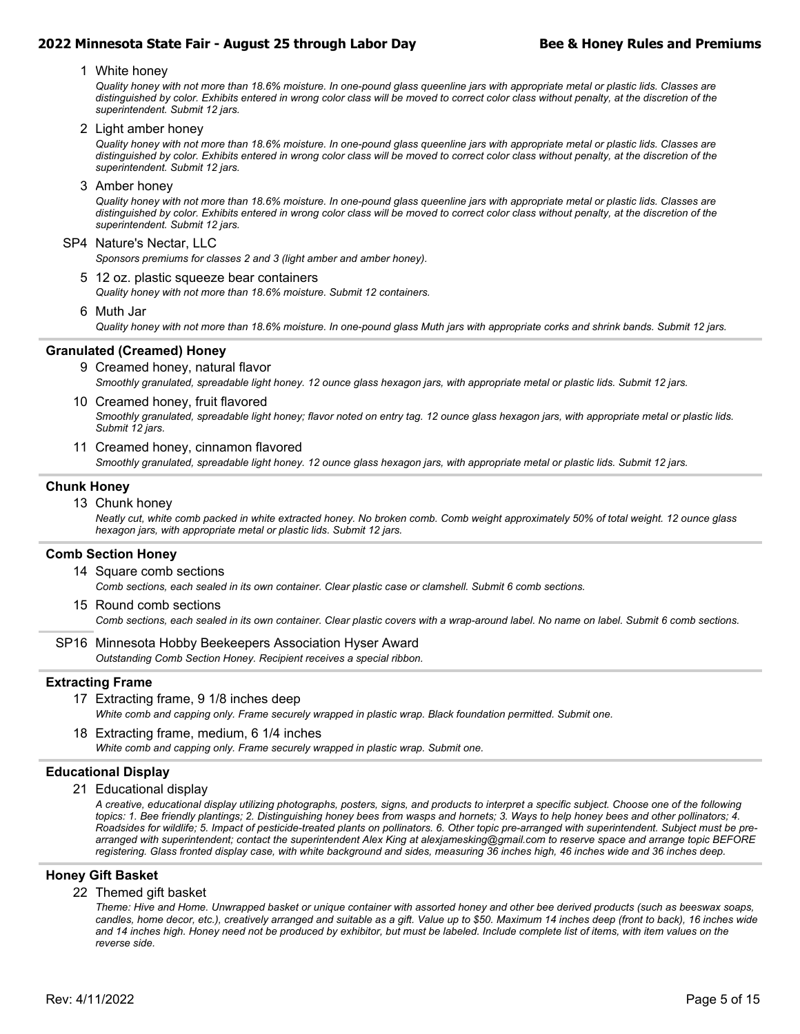1 White honey

*Quality honey with not more than 18.6% moisture. In one-pound glass queenline jars with appropriate metal or plastic lids. Classes are distinguished by color. Exhibits entered in wrong color class will be moved to correct color class without penalty, at the discretion of the superintendent. Submit 12 jars.*

2 Light amber honey

*Quality honey with not more than 18.6% moisture. In one-pound glass queenline jars with appropriate metal or plastic lids. Classes are distinguished by color. Exhibits entered in wrong color class will be moved to correct color class without penalty, at the discretion of the superintendent. Submit 12 jars.*

3 Amber honey

*Quality honey with not more than 18.6% moisture. In one-pound glass queenline jars with appropriate metal or plastic lids. Classes are distinguished by color. Exhibits entered in wrong color class will be moved to correct color class without penalty, at the discretion of the superintendent. Submit 12 jars.*

SP4 Nature's Nectar, LLC

*Sponsors premiums for classes 2 and 3 (light amber and amber honey).*

5 12 oz. plastic squeeze bear containers

*Quality honey with not more than 18.6% moisture. Submit 12 containers.*

6 Muth Jar

*Quality honey with not more than 18.6% moisture. In one-pound glass Muth jars with appropriate corks and shrink bands. Submit 12 jars.*

## Granulated (Creamed) Honey

9 Creamed honey, natural flavor

*Smoothly granulated, spreadable light honey. 12 ounce glass hexagon jars, with appropriate metal or plastic lids. Submit 12 jars.*

10 Creamed honey, fruit flavored

*Smoothly granulated, spreadable light honey; flavor noted on entry tag. 12 ounce glass hexagon jars, with appropriate metal or plastic lids. Submit 12 jars.*

11 Creamed honey, cinnamon flavored

*Smoothly granulated, spreadable light honey. 12 ounce glass hexagon jars, with appropriate metal or plastic lids. Submit 12 jars.*

## Chunk Honey

13 Chunk honey

*Neatly cut, white comb packed in white extracted honey. No broken comb. Comb weight approximately 50% of total weight. 12 ounce glass hexagon jars, with appropriate metal or plastic lids. Submit 12 jars.*

## Comb Section Honey

14 Square comb sections

*Comb sections, each sealed in its own container. Clear plastic case or clamshell. Submit 6 comb sections.*

15 Round comb sections

*Comb sections, each sealed in its own container. Clear plastic covers with a wrap-around label. No name on label. Submit 6 comb sections.*

SP16 Minnesota Hobby Beekeepers Association Hyser Award

*Outstanding Comb Section Honey. Recipient receives a special ribbon.*

## Extracting Frame

17 Extracting frame, 9 1/8 inches deep

*White comb and capping only. Frame securely wrapped in plastic wrap. Black foundation permitted. Submit one.*

18 Extracting frame, medium, 6 1/4 inches

*White comb and capping only. Frame securely wrapped in plastic wrap. Submit one.*

## Educational Display

21 Educational display

*A creative, educational display utilizing photographs, posters, signs, and products to interpret a specific subject. Choose one of the following topics: 1. Bee friendly plantings; 2. Distinguishing honey bees from wasps and hornets; 3. Ways to help honey bees and other pollinators; 4. Roadsides for wildlife; 5. Impact of pesticide-treated plants on pollinators. 6. Other topic pre-arranged with superintendent. Subject must be pre-arranged with superintendent; contact the superintendent Alex King at alexjamesking@gmail.com to reserve space and arrange topic BEFORE registering. Glass fronted display case, with white background and sides, measuring 36 inches high, 46 inches wide and 36 inches deep.*

## Honey Gift Basket

22 Themed gift basket

*Theme: Hive and Home. Unwrapped basket or unique container with assorted honey and other bee derived products (such as beeswax soaps, candles, home decor, etc.), creatively arranged and suitable as a gift. Value up to $50. Maximum 14 inches deep (front to back), 16 inches wide and 14 inches high. Honey need not be produced by exhibitor, but must be labeled. Include complete list of items, with item values on the reverse side.*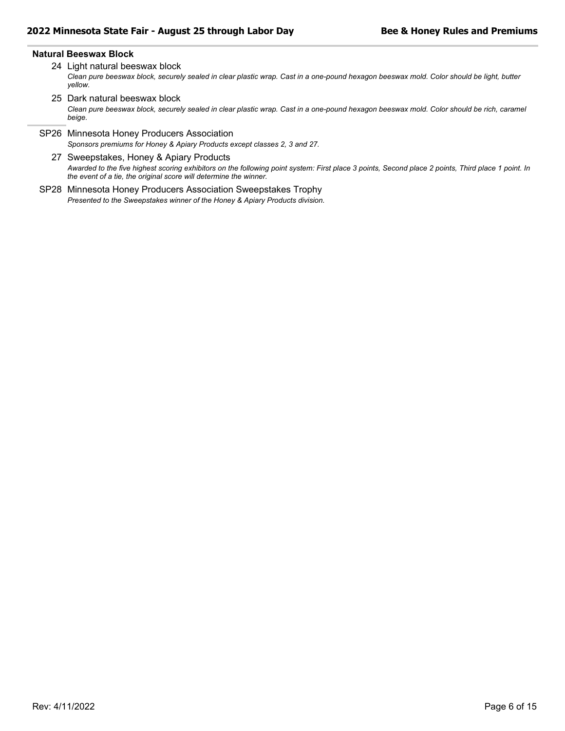### Natural Beeswax Block

24 Light natural beeswax block

*Clean pure beeswax block, securely sealed in clear plastic wrap. Cast in a one-pound hexagon beeswax mold. Color should be light, butter yellow.*

25 Dark natural beeswax block

*Clean pure beeswax block, securely sealed in clear plastic wrap. Cast in a one-pound hexagon beeswax mold. Color should be rich, caramel beige.*

SP26 Minnesota Honey Producers Association

*Sponsors premiums for Honey & Apiary Products except classes 2, 3 and 27.*

27 Sweepstakes, Honey & Apiary Products

*Awarded to the five highest scoring exhibitors on the following point system: First place 3 points, Second place 2 points, Third place 1 point. In the event of a tie, the original score will determine the winner.*

SP28 Minnesota Honey Producers Association Sweepstakes Trophy

*Presented to the Sweepstakes winner of the Honey & Apiary Products division.*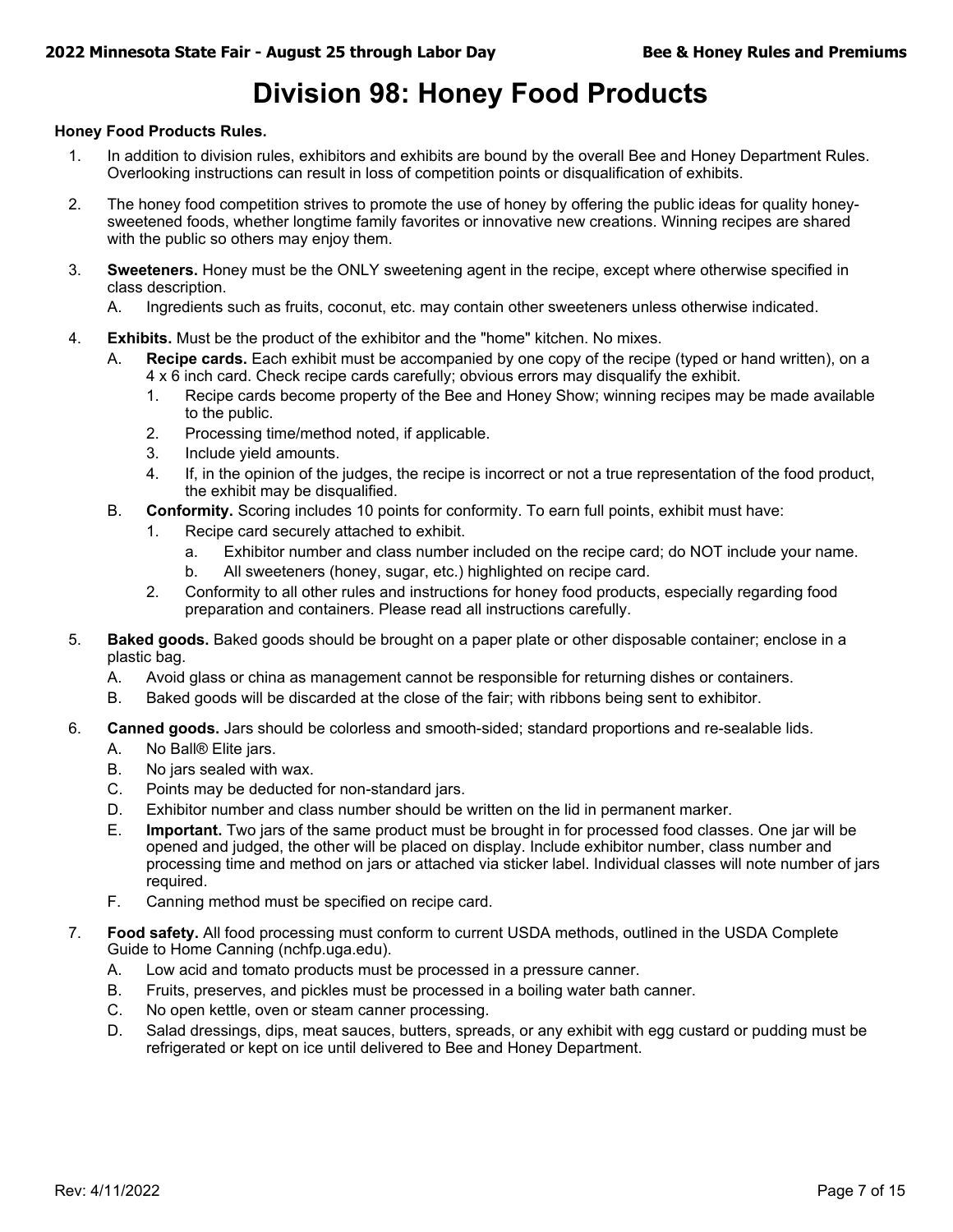# Division 98: Honey Food Products

**Honey Food Products Rules.**

1. In addition to division rules, exhibitors and exhibits are bound by the overall Bee and Honey Department Rules. Overlooking instructions can result in loss of competition points or disqualification of exhibits.
2. The honey food competition strives to promote the use of honey by offering the public ideas for quality honey-sweetened foods, whether longtime family favorites or innovative new creations. Winning recipes are shared with the public so others may enjoy them.
3. **Sweeteners.** Honey must be the ONLY sweetening agent in the recipe, except where otherwise specified in class description.
   - A. Ingredients such as fruits, coconut, etc. may contain other sweeteners unless otherwise indicated.
4. **Exhibits.** Must be the product of the exhibitor and the "home" kitchen. No mixes.
   - A. **Recipe cards.** Each exhibit must be accompanied by one copy of the recipe (typed or hand written), on a 4 x 6 inch card. Check recipe cards carefully; obvious errors may disqualify the exhibit.
     1. Recipe cards become property of the Bee and Honey Show; winning recipes may be made available to the public.
     2. Processing time/method noted, if applicable.
     3. Include yield amounts.
     4. If, in the opinion of the judges, the recipe is incorrect or not a true representation of the food product, the exhibit may be disqualified.
   - B. **Conformity.** Scoring includes 10 points for conformity. To earn full points, exhibit must have:
     1. Recipe card securely attached to exhibit.
        - a. Exhibitor number and class number included on the recipe card; do NOT include your name.
        - b. All sweeteners (honey, sugar, etc.) highlighted on recipe card.
     2. Conformity to all other rules and instructions for honey food products, especially regarding food preparation and containers. Please read all instructions carefully.
5. **Baked goods.** Baked goods should be brought on a paper plate or other disposable container; enclose in a plastic bag.
   - A. Avoid glass or china as management cannot be responsible for returning dishes or containers.
   - B. Baked goods will be discarded at the close of the fair; with ribbons being sent to exhibitor.
6. **Canned goods.** Jars should be colorless and smooth-sided; standard proportions and re-sealable lids.
   - A. No Ball® Elite jars.
   - B. No jars sealed with wax.
   - C. Points may be deducted for non-standard jars.
   - D. Exhibitor number and class number should be written on the lid in permanent marker.
   - E. **Important.** Two jars of the same product must be brought in for processed food classes. One jar will be opened and judged, the other will be placed on display. Include exhibitor number, class number and processing time and method on jars or attached via sticker label. Individual classes will note number of jars required.
   - F. Canning method must be specified on recipe card.
7. **Food safety.** All food processing must conform to current USDA methods, outlined in the USDA Complete Guide to Home Canning (nchfp.uga.edu).
   - A. Low acid and tomato products must be processed in a pressure canner.
   - B. Fruits, preserves, and pickles must be processed in a boiling water bath canner.
   - C. No open kettle, oven or steam canner processing.
   - D. Salad dressings, dips, meat sauces, butters, spreads, or any exhibit with egg custard or pudding must be refrigerated or kept on ice until delivered to Bee and Honey Department.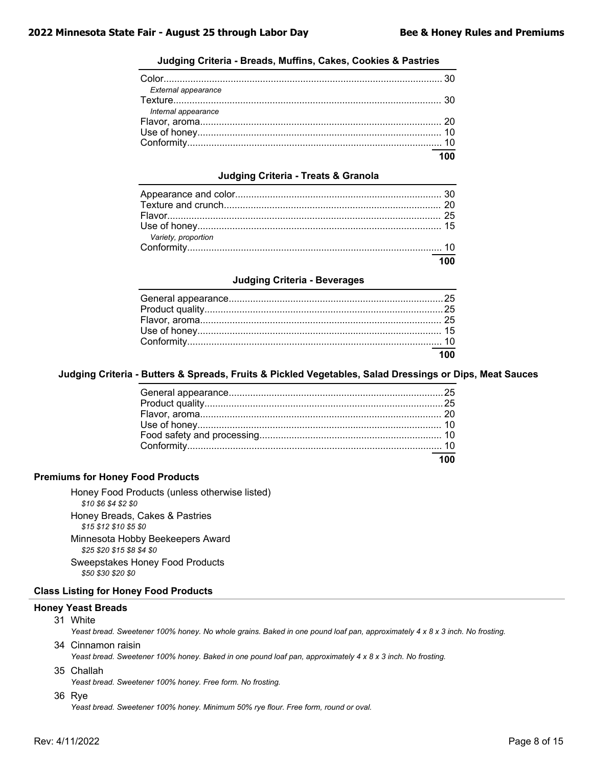### Judging Criteria - Breads, Muffins, Cakes, Cookies & Pastries

| Criteria | Points |
|---|---|
| Color<br>*External appearance* | 30 |
| Texture<br>*Internal appearance* | 30 |
| Flavor, aroma | 20 |
| Use of honey | 10 |
| Conformity | 10 |
| | **100** |

### Judging Criteria - Treats & Granola

| Criteria | Points |
|---|---|
| Appearance and color | 30 |
| Texture and crunch | 20 |
| Flavor | 25 |
| Use of honey<br>*Variety, proportion* | 15 |
| Conformity | 10 |
| | **100** |

### Judging Criteria - Beverages

| Criteria | Points |
|---|---|
| General appearance | 25 |
| Product quality | 25 |
| Flavor, aroma | 25 |
| Use of honey | 15 |
| Conformity | 10 |
| | **100** |

### Judging Criteria - Butters & Spreads, Fruits & Pickled Vegetables, Salad Dressings or Dips, Meat Sauces

| Criteria | Points |
|---|---|
| General appearance | 25 |
| Product quality | 25 |
| Flavor, aroma | 20 |
| Use of honey | 10 |
| Food safety and processing | 10 |
| Conformity | 10 |
| | **100** |

## Premiums for Honey Food Products

Honey Food Products (unless otherwise listed)
*$10 $6 $4 $2 $0*

Honey Breads, Cakes & Pastries
*$15 $12 $10 $5 $0*

Minnesota Hobby Beekeepers Award
*$25 $20 $15 $8 $4 $0*

Sweepstakes Honey Food Products
*$50 $30 $20 $0*

## Class Listing for Honey Food Products

### Honey Yeast Breads

31 White
*Yeast bread. Sweetener 100% honey. No whole grains. Baked in one pound loaf pan, approximately 4 x 8 x 3 inch. No frosting.*

34 Cinnamon raisin
*Yeast bread. Sweetener 100% honey. Baked in one pound loaf pan, approximately 4 x 8 x 3 inch. No frosting.*

35 Challah
*Yeast bread. Sweetener 100% honey. Free form. No frosting.*

36 Rye
*Yeast bread. Sweetener 100% honey. Minimum 50% rye flour. Free form, round or oval.*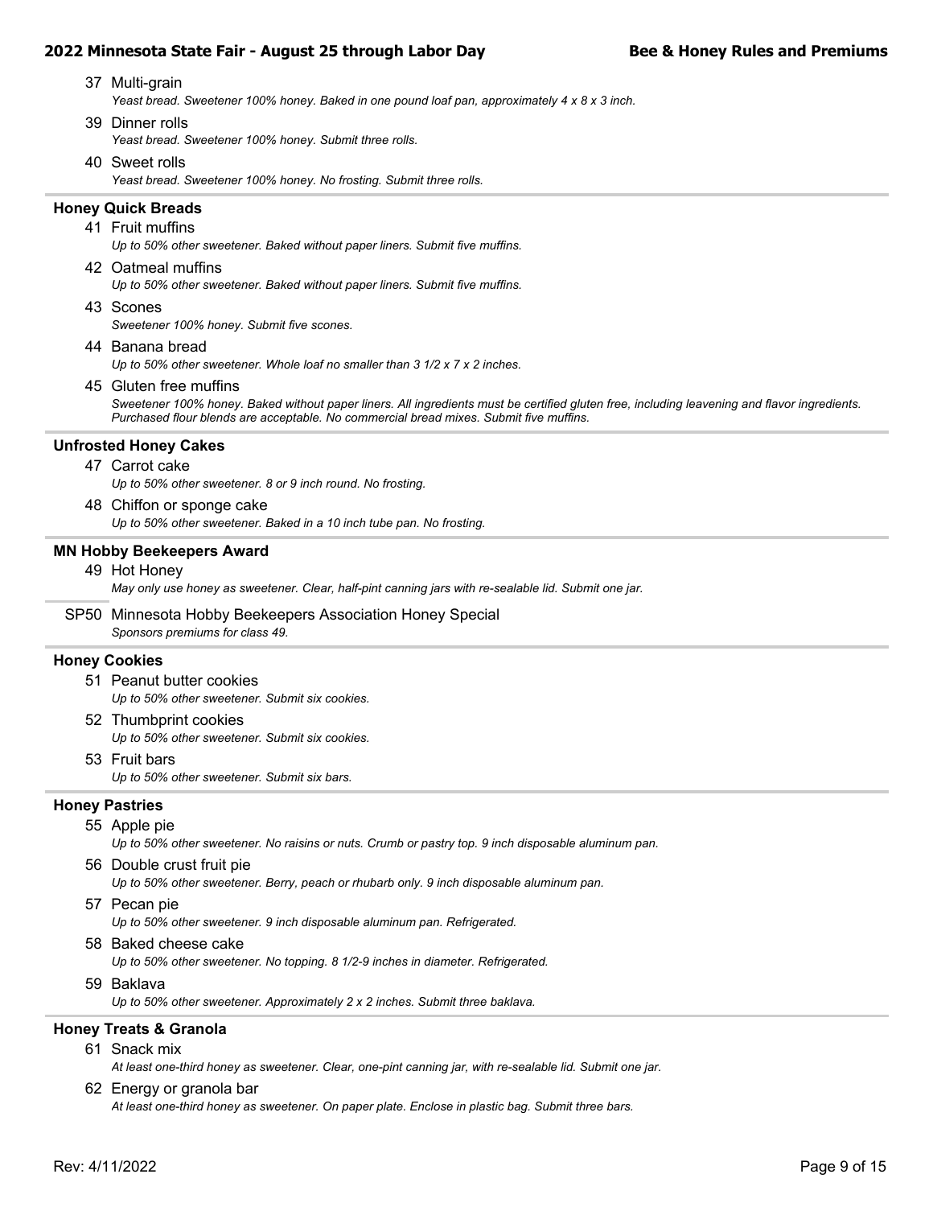37 Multi-grain
*Yeast bread. Sweetener 100% honey. Baked in one pound loaf pan, approximately 4 x 8 x 3 inch.*

39 Dinner rolls
*Yeast bread. Sweetener 100% honey. Submit three rolls.*

40 Sweet rolls
*Yeast bread. Sweetener 100% honey. No frosting. Submit three rolls.*

### Honey Quick Breads

41 Fruit muffins
*Up to 50% other sweetener. Baked without paper liners. Submit five muffins.*

42 Oatmeal muffins
*Up to 50% other sweetener. Baked without paper liners. Submit five muffins.*

43 Scones
*Sweetener 100% honey. Submit five scones.*

44 Banana bread
*Up to 50% other sweetener. Whole loaf no smaller than 3 1/2 x 7 x 2 inches.*

45 Gluten free muffins
*Sweetener 100% honey. Baked without paper liners. All ingredients must be certified gluten free, including leavening and flavor ingredients. Purchased flour blends are acceptable. No commercial bread mixes. Submit five muffins.*

### Unfrosted Honey Cakes

47 Carrot cake
*Up to 50% other sweetener. 8 or 9 inch round. No frosting.*

48 Chiffon or sponge cake
*Up to 50% other sweetener. Baked in a 10 inch tube pan. No frosting.*

### MN Hobby Beekeepers Award

49 Hot Honey
*May only use honey as sweetener. Clear, half-pint canning jars with re-sealable lid. Submit one jar.*

SP50 Minnesota Hobby Beekeepers Association Honey Special
*Sponsors premiums for class 49.*

### Honey Cookies

51 Peanut butter cookies
*Up to 50% other sweetener. Submit six cookies.*

52 Thumbprint cookies
*Up to 50% other sweetener. Submit six cookies.*

53 Fruit bars
*Up to 50% other sweetener. Submit six bars.*

### Honey Pastries

55 Apple pie
*Up to 50% other sweetener. No raisins or nuts. Crumb or pastry top. 9 inch disposable aluminum pan.*

56 Double crust fruit pie
*Up to 50% other sweetener. Berry, peach or rhubarb only. 9 inch disposable aluminum pan.*

57 Pecan pie
*Up to 50% other sweetener. 9 inch disposable aluminum pan. Refrigerated.*

58 Baked cheese cake
*Up to 50% other sweetener. No topping. 8 1/2-9 inches in diameter. Refrigerated.*

59 Baklava
*Up to 50% other sweetener. Approximately 2 x 2 inches. Submit three baklava.*

### Honey Treats & Granola

61 Snack mix
*At least one-third honey as sweetener. Clear, one-pint canning jar, with re-sealable lid. Submit one jar.*

62 Energy or granola bar
*At least one-third honey as sweetener. On paper plate. Enclose in plastic bag. Submit three bars.*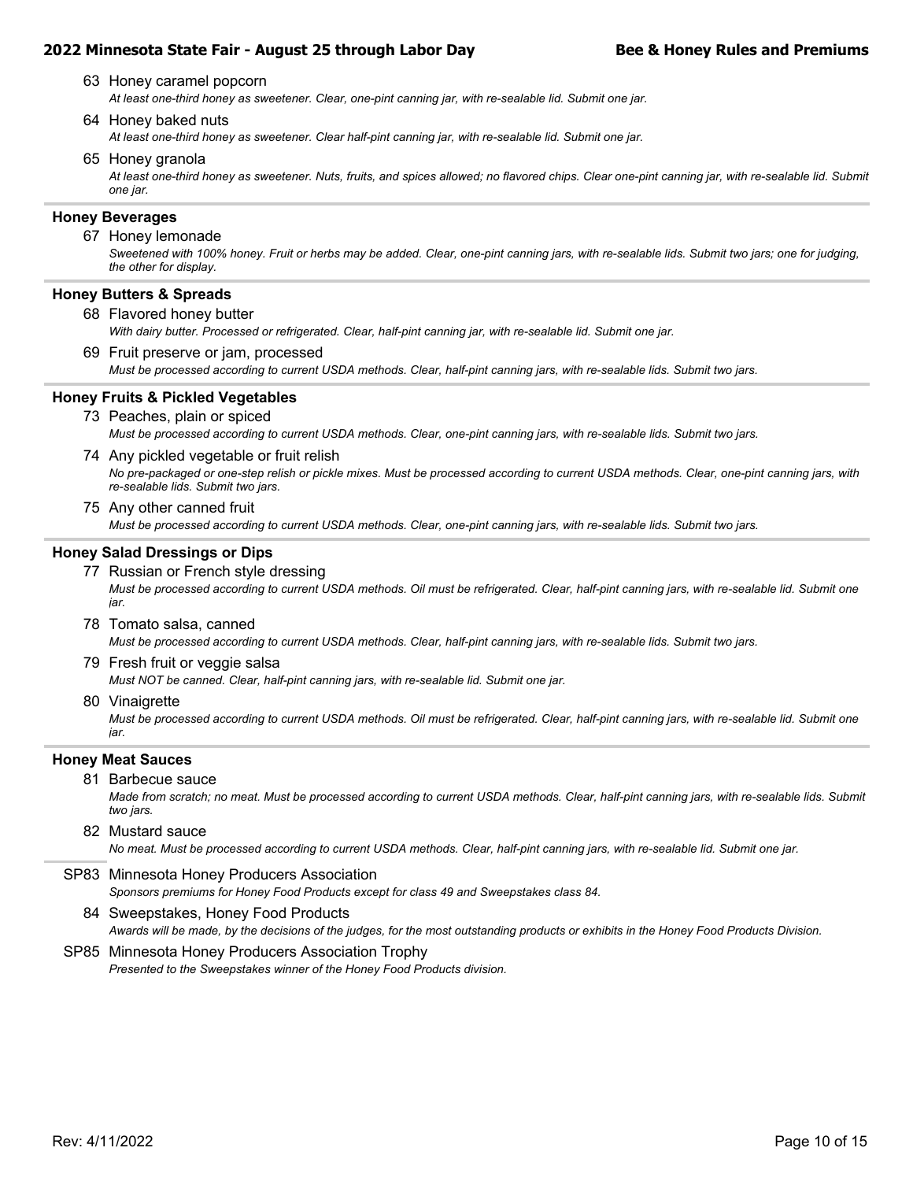63 Honey caramel popcorn
*At least one-third honey as sweetener. Clear, one-pint canning jar, with re-sealable lid. Submit one jar.*

64 Honey baked nuts
*At least one-third honey as sweetener. Clear half-pint canning jar, with re-sealable lid. Submit one jar.*

65 Honey granola
*At least one-third honey as sweetener. Nuts, fruits, and spices allowed; no flavored chips. Clear one-pint canning jar, with re-sealable lid. Submit one jar.*

### Honey Beverages

67 Honey lemonade
*Sweetened with 100% honey. Fruit or herbs may be added. Clear, one-pint canning jars, with re-sealable lids. Submit two jars; one for judging, the other for display.*

### Honey Butters & Spreads

68 Flavored honey butter
*With dairy butter. Processed or refrigerated. Clear, half-pint canning jar, with re-sealable lid. Submit one jar.*

69 Fruit preserve or jam, processed
*Must be processed according to current USDA methods. Clear, half-pint canning jars, with re-sealable lids. Submit two jars.*

### Honey Fruits & Pickled Vegetables

73 Peaches, plain or spiced
*Must be processed according to current USDA methods. Clear, one-pint canning jars, with re-sealable lids. Submit two jars.*

74 Any pickled vegetable or fruit relish
*No pre-packaged or one-step relish or pickle mixes. Must be processed according to current USDA methods. Clear, one-pint canning jars, with re-sealable lids. Submit two jars.*

75 Any other canned fruit
*Must be processed according to current USDA methods. Clear, one-pint canning jars, with re-sealable lids. Submit two jars.*

### Honey Salad Dressings or Dips

77 Russian or French style dressing
*Must be processed according to current USDA methods. Oil must be refrigerated. Clear, half-pint canning jars, with re-sealable lid. Submit one jar.*

78 Tomato salsa, canned
*Must be processed according to current USDA methods. Clear, half-pint canning jars, with re-sealable lids. Submit two jars.*

79 Fresh fruit or veggie salsa
*Must NOT be canned. Clear, half-pint canning jars, with re-sealable lid. Submit one jar.*

80 Vinaigrette
*Must be processed according to current USDA methods. Oil must be refrigerated. Clear, half-pint canning jars, with re-sealable lid. Submit one jar.*

### Honey Meat Sauces

81 Barbecue sauce
*Made from scratch; no meat. Must be processed according to current USDA methods. Clear, half-pint canning jars, with re-sealable lids. Submit two jars.*

82 Mustard sauce
*No meat. Must be processed according to current USDA methods. Clear, half-pint canning jar, with re-sealable lid. Submit one jar.*

SP83 Minnesota Honey Producers Association
*Sponsors premiums for Honey Food Products except for class 49 and Sweepstakes class 84.*

84 Sweepstakes, Honey Food Products
*Awards will be made, by the decisions of the judges, for the most outstanding products or exhibits in the Honey Food Products Division.*

SP85 Minnesota Honey Producers Association Trophy
*Presented to the Sweepstakes winner of the Honey Food Products division.*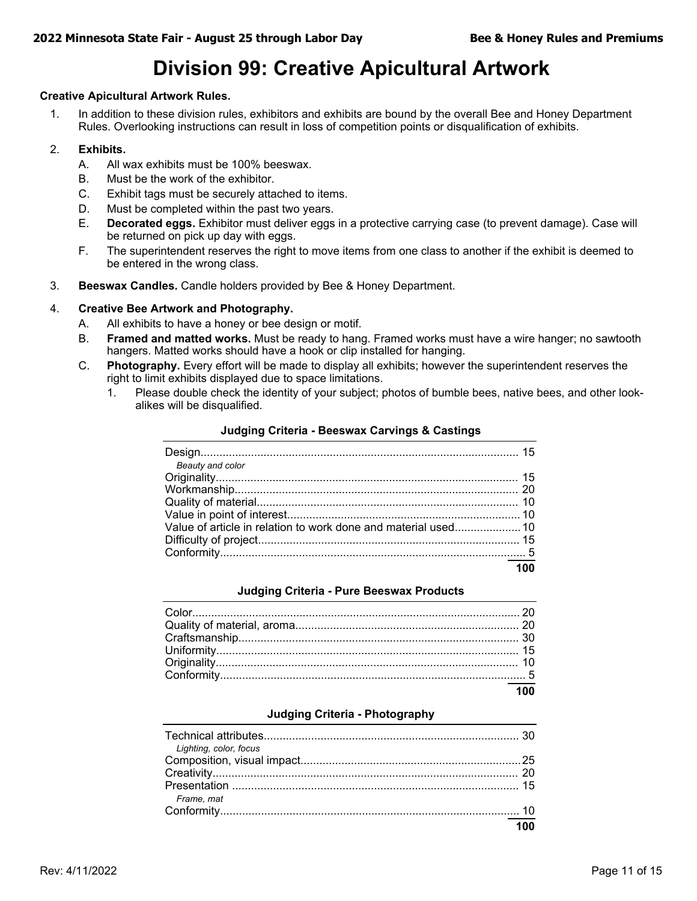# Division 99: Creative Apicultural Artwork

**Creative Apicultural Artwork Rules.**

1. In addition to these division rules, exhibitors and exhibits are bound by the overall Bee and Honey Department Rules. Overlooking instructions can result in loss of competition points or disqualification of exhibits.
2. **Exhibits.**
   A. All wax exhibits must be 100% beeswax.
   B. Must be the work of the exhibitor.
   C. Exhibit tags must be securely attached to items.
   D. Must be completed within the past two years.
   E. **Decorated eggs.** Exhibitor must deliver eggs in a protective carrying case (to prevent damage). Case will be returned on pick up day with eggs.
   F. The superintendent reserves the right to move items from one class to another if the exhibit is deemed to be entered in the wrong class.
3. **Beeswax Candles.** Candle holders provided by Bee & Honey Department.
4. **Creative Bee Artwork and Photography.**
   A. All exhibits to have a honey or bee design or motif.
   B. **Framed and matted works.** Must be ready to hang. Framed works must have a wire hanger; no sawtooth hangers. Matted works should have a hook or clip installed for hanging.
   C. **Photography.** Every effort will be made to display all exhibits; however the superintendent reserves the right to limit exhibits displayed due to space limitations.
      1. Please double check the identity of your subject; photos of bumble bees, native bees, and other look-alikes will be disqualified.

**Judging Criteria - Beeswax Carvings & Castings**

| Criteria | Points |
|---|---|
| Design<br>*Beauty and color* | 15 |
| Originality | 15 |
| Workmanship | 20 |
| Quality of material | 10 |
| Value in point of interest | 10 |
| Value of article in relation to work done and material used | 10 |
| Difficulty of project | 15 |
| Conformity | 5 |
| | **100** |

**Judging Criteria - Pure Beeswax Products**

| Criteria | Points |
|---|---|
| Color | 20 |
| Quality of material, aroma | 20 |
| Craftsmanship | 30 |
| Uniformity | 15 |
| Originality | 10 |
| Conformity | 5 |
| | **100** |

**Judging Criteria - Photography**

| Criteria | Points |
|---|---|
| Technical attributes<br>*Lighting, color, focus* | 30 |
| Composition, visual impact | 25 |
| Creativity | 20 |
| Presentation<br>*Frame, mat* | 15 |
| Conformity | 10 |
| | **100** |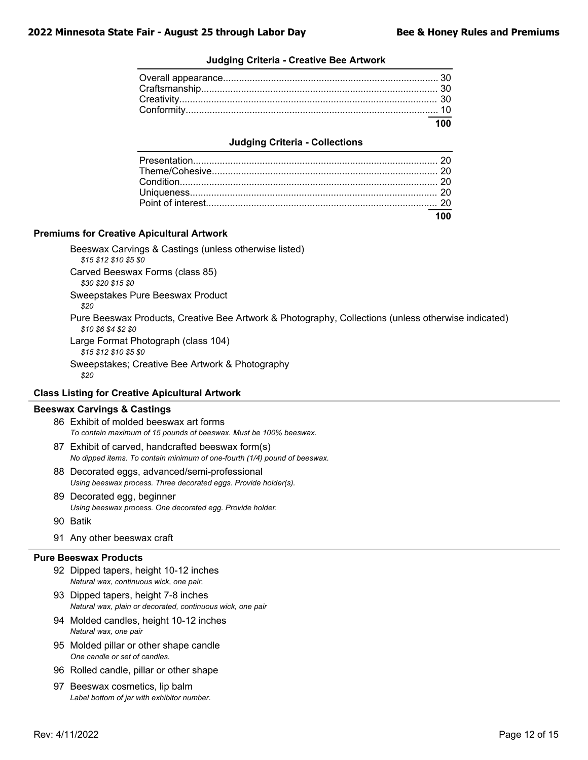### Judging Criteria - Creative Bee Artwork

| Criteria | Points |
|---|---|
| Overall appearance | 30 |
| Craftsmanship | 30 |
| Creativity | 30 |
| Conformity | 10 |
| | **100** |

### Judging Criteria - Collections

| Criteria | Points |
|---|---|
| Presentation | 20 |
| Theme/Cohesive | 20 |
| Condition | 20 |
| Uniqueness | 20 |
| Point of interest | 20 |
| | **100** |

## Premiums for Creative Apicultural Artwork

Beeswax Carvings & Castings (unless otherwise listed)
*$15 $12 $10 $5 $0*

Carved Beeswax Forms (class 85)
*$30 $20 $15 $0*

Sweepstakes Pure Beeswax Product
*$20*

Pure Beeswax Products, Creative Bee Artwork & Photography, Collections (unless otherwise indicated)
*$10 $6 $4 $2 $0*

Large Format Photograph (class 104)
*$15 $12 $10 $5 $0*

Sweepstakes; Creative Bee Artwork & Photography
*$20*

## Class Listing for Creative Apicultural Artwork

### Beeswax Carvings & Castings

86 Exhibit of molded beeswax art forms
*To contain maximum of 15 pounds of beeswax. Must be 100% beeswax.*

87 Exhibit of carved, handcrafted beeswax form(s)
*No dipped items. To contain minimum of one-fourth (1/4) pound of beeswax.*

88 Decorated eggs, advanced/semi-professional
*Using beeswax process. Three decorated eggs. Provide holder(s).*

89 Decorated egg, beginner
*Using beeswax process. One decorated egg. Provide holder.*

90 Batik

91 Any other beeswax craft

### Pure Beeswax Products

92 Dipped tapers, height 10-12 inches
*Natural wax, continuous wick, one pair.*

93 Dipped tapers, height 7-8 inches
*Natural wax, plain or decorated, continuous wick, one pair*

94 Molded candles, height 10-12 inches
*Natural wax, one pair*

95 Molded pillar or other shape candle
*One candle or set of candles.*

96 Rolled candle, pillar or other shape

97 Beeswax cosmetics, lip balm
*Label bottom of jar with exhibitor number.*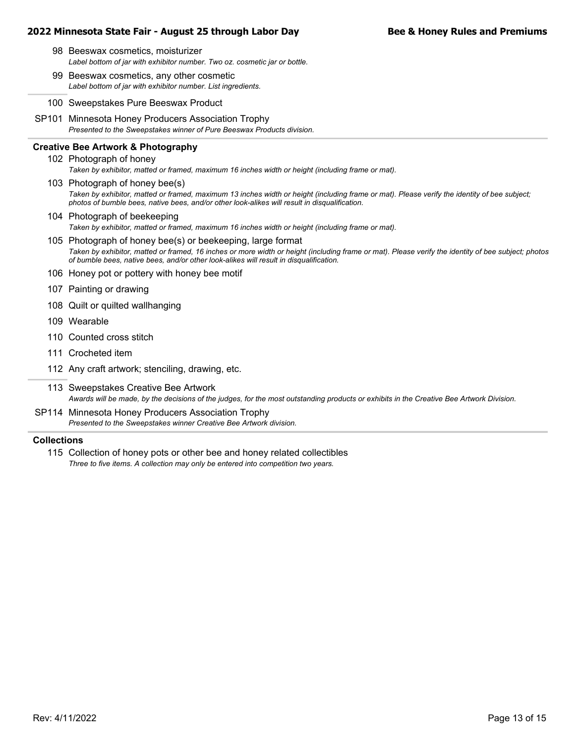98 Beeswax cosmetics, moisturizer
*Label bottom of jar with exhibitor number. Two oz. cosmetic jar or bottle.*

99 Beeswax cosmetics, any other cosmetic
*Label bottom of jar with exhibitor number. List ingredients.*

100 Sweepstakes Pure Beeswax Product

SP101 Minnesota Honey Producers Association Trophy
*Presented to the Sweepstakes winner of Pure Beeswax Products division.*

### Creative Bee Artwork & Photography

102 Photograph of honey
*Taken by exhibitor, matted or framed, maximum 16 inches width or height (including frame or mat).*

103 Photograph of honey bee(s)
*Taken by exhibitor, matted or framed, maximum 13 inches width or height (including frame or mat). Please verify the identity of bee subject; photos of bumble bees, native bees, and/or other look-alikes will result in disqualification.*

104 Photograph of beekeeping
*Taken by exhibitor, matted or framed, maximum 16 inches width or height (including frame or mat).*

105 Photograph of honey bee(s) or beekeeping, large format
*Taken by exhibitor, matted or framed, 16 inches or more width or height (including frame or mat). Please verify the identity of bee subject; photos of bumble bees, native bees, and/or other look-alikes will result in disqualification.*

106 Honey pot or pottery with honey bee motif

107 Painting or drawing

108 Quilt or quilted wallhanging

109 Wearable

110 Counted cross stitch

111 Crocheted item

112 Any craft artwork; stenciling, drawing, etc.

113 Sweepstakes Creative Bee Artwork
*Awards will be made, by the decisions of the judges, for the most outstanding products or exhibits in the Creative Bee Artwork Division.*

SP114 Minnesota Honey Producers Association Trophy
*Presented to the Sweepstakes winner Creative Bee Artwork division.*

### Collections

115 Collection of honey pots or other bee and honey related collectibles
*Three to five items. A collection may only be entered into competition two years.*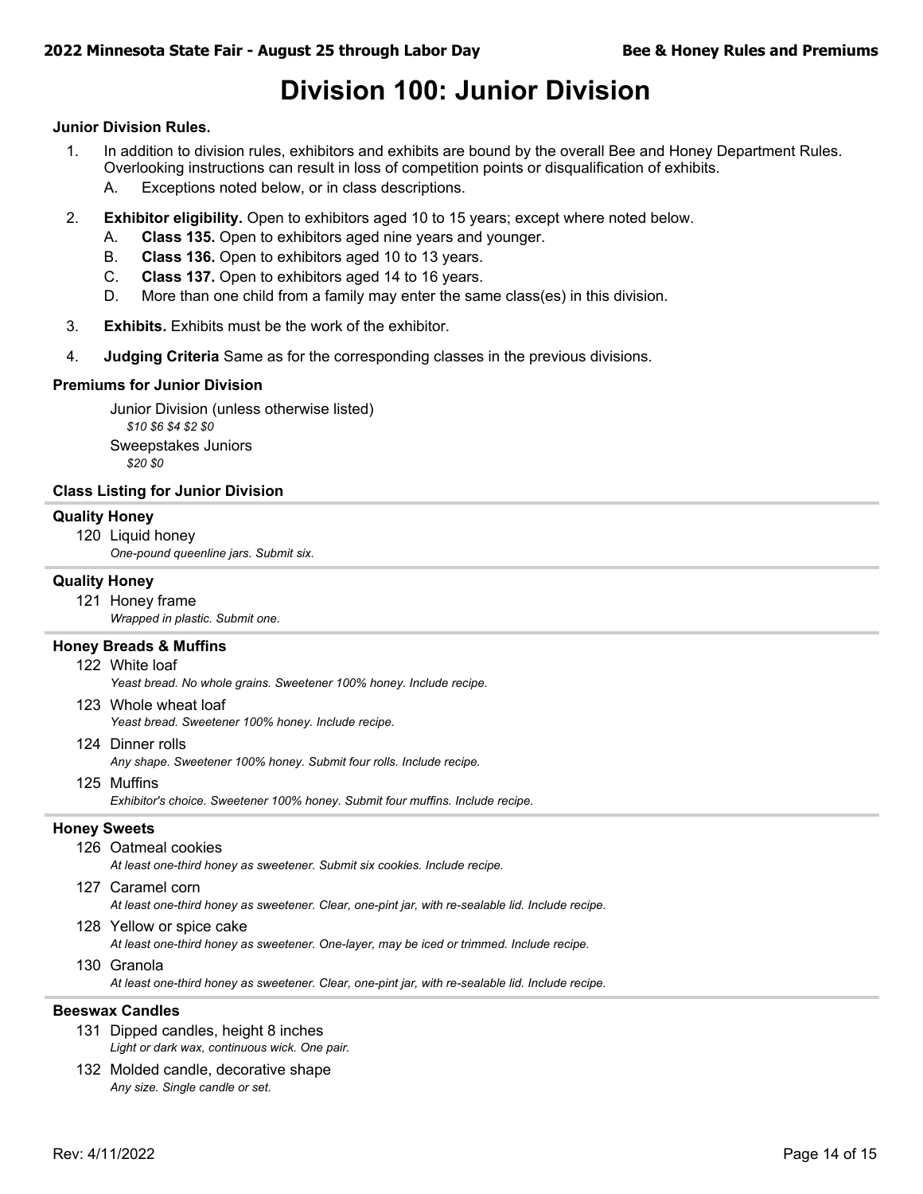# Division 100: Junior Division

**Junior Division Rules.**

1. In addition to division rules, exhibitors and exhibits are bound by the overall Bee and Honey Department Rules. Overlooking instructions can result in loss of competition points or disqualification of exhibits.
   A. Exceptions noted below, or in class descriptions.
2. **Exhibitor eligibility.** Open to exhibitors aged 10 to 15 years; except where noted below.
   A. **Class 135.** Open to exhibitors aged nine years and younger.
   B. **Class 136.** Open to exhibitors aged 10 to 13 years.
   C. **Class 137.** Open to exhibitors aged 14 to 16 years.
   D. More than one child from a family may enter the same class(es) in this division.
3. **Exhibits.** Exhibits must be the work of the exhibitor.
4. **Judging Criteria** Same as for the corresponding classes in the previous divisions.

**Premiums for Junior Division**

Junior Division (unless otherwise listed)
*$10 $6 $4 $2 $0*

Sweepstakes Juniors
*$20 $0*

**Class Listing for Junior Division**

**Quality Honey**

120 Liquid honey
*One-pound queenline jars. Submit six.*

**Quality Honey**

121 Honey frame
*Wrapped in plastic. Submit one.*

**Honey Breads & Muffins**

122 White loaf
*Yeast bread. No whole grains. Sweetener 100% honey. Include recipe.*

123 Whole wheat loaf
*Yeast bread. Sweetener 100% honey. Include recipe.*

124 Dinner rolls
*Any shape. Sweetener 100% honey. Submit four rolls. Include recipe.*

125 Muffins
*Exhibitor's choice. Sweetener 100% honey. Submit four muffins. Include recipe.*

**Honey Sweets**

126 Oatmeal cookies
*At least one-third honey as sweetener. Submit six cookies. Include recipe.*

127 Caramel corn
*At least one-third honey as sweetener. Clear, one-pint jar, with re-sealable lid. Include recipe.*

128 Yellow or spice cake
*At least one-third honey as sweetener. One-layer, may be iced or trimmed. Include recipe.*

130 Granola
*At least one-third honey as sweetener. Clear, one-pint jar, with re-sealable lid. Include recipe.*

**Beeswax Candles**

131 Dipped candles, height 8 inches
*Light or dark wax, continuous wick. One pair.*

132 Molded candle, decorative shape
*Any size. Single candle or set.*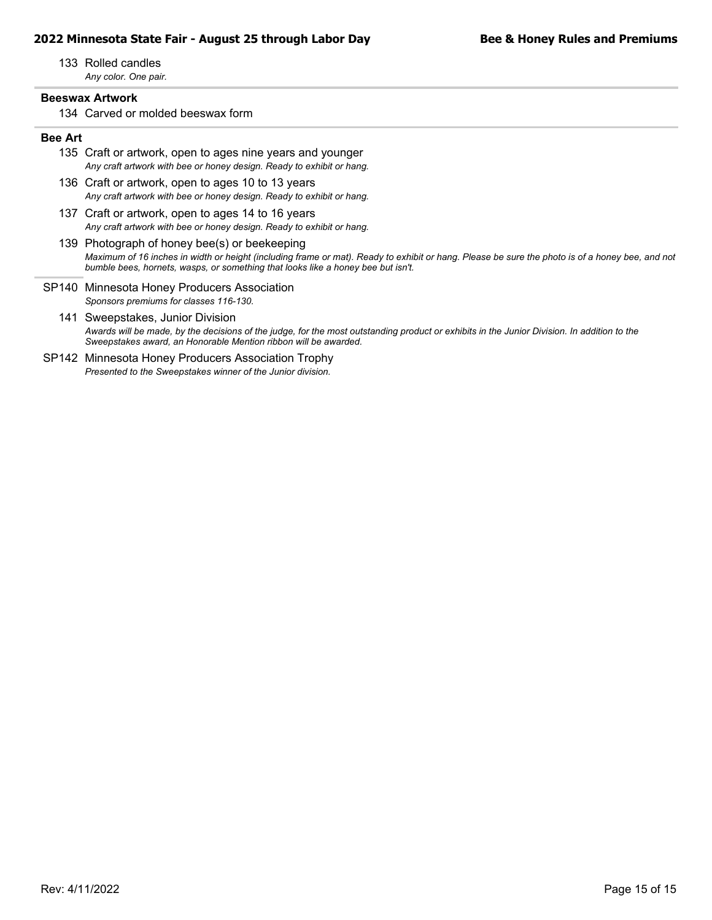133 Rolled candles
*Any color. One pair.*

### Beeswax Artwork

134 Carved or molded beeswax form

### Bee Art

135 Craft or artwork, open to ages nine years and younger
*Any craft artwork with bee or honey design. Ready to exhibit or hang.*

136 Craft or artwork, open to ages 10 to 13 years
*Any craft artwork with bee or honey design. Ready to exhibit or hang.*

137 Craft or artwork, open to ages 14 to 16 years
*Any craft artwork with bee or honey design. Ready to exhibit or hang.*

139 Photograph of honey bee(s) or beekeeping
*Maximum of 16 inches in width or height (including frame or mat). Ready to exhibit or hang. Please be sure the photo is of a honey bee, and not bumble bees, hornets, wasps, or something that looks like a honey bee but isn't.*

SP140 Minnesota Honey Producers Association
*Sponsors premiums for classes 116-130.*

141 Sweepstakes, Junior Division
*Awards will be made, by the decisions of the judge, for the most outstanding product or exhibits in the Junior Division. In addition to the Sweepstakes award, an Honorable Mention ribbon will be awarded.*

SP142 Minnesota Honey Producers Association Trophy
*Presented to the Sweepstakes winner of the Junior division.*